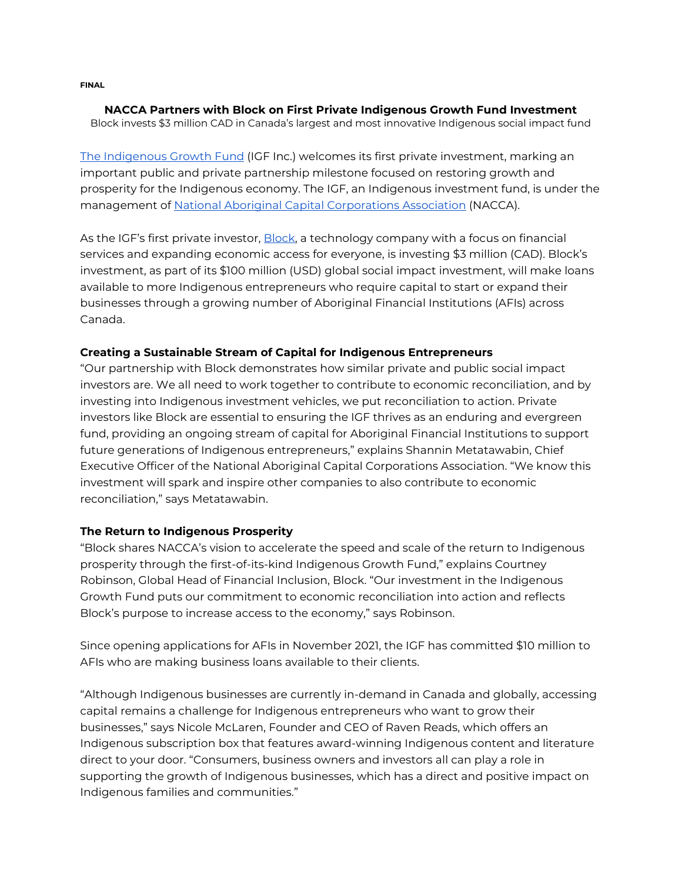**FINAL**

## NACCA Partners with Block on First Private Indigenous Growth Fund Investment

Block invests $3 million CAD in Canada's largest and most innovative Indigenous social impact fund

The Indigenous Growth Fund (IGF Inc.) welcomes its first private investment, marking an important public and private partnership milestone focused on restoring growth and prosperity for the Indigenous economy. The IGF, an Indigenous investment fund, is under the management of National Aboriginal Capital Corporations Association (NACCA).

As the IGF's first private investor, Block, a technology company with a focus on financial services and expanding economic access for everyone, is investing $3 million (CAD). Block's investment, as part of its $100 million (USD) global social impact investment, will make loans available to more Indigenous entrepreneurs who require capital to start or expand their businesses through a growing number of Aboriginal Financial Institutions (AFIs) across Canada.

### Creating a Sustainable Stream of Capital for Indigenous Entrepreneurs

"Our partnership with Block demonstrates how similar private and public social impact investors are. We all need to work together to contribute to economic reconciliation, and by investing into Indigenous investment vehicles, we put reconciliation to action. Private investors like Block are essential to ensuring the IGF thrives as an enduring and evergreen fund, providing an ongoing stream of capital for Aboriginal Financial Institutions to support future generations of Indigenous entrepreneurs," explains Shannin Metatawabin, Chief Executive Officer of the National Aboriginal Capital Corporations Association. "We know this investment will spark and inspire other companies to also contribute to economic reconciliation," says Metatawabin.

### The Return to Indigenous Prosperity

"Block shares NACCA's vision to accelerate the speed and scale of the return to Indigenous prosperity through the first-of-its-kind Indigenous Growth Fund," explains Courtney Robinson, Global Head of Financial Inclusion, Block. "Our investment in the Indigenous Growth Fund puts our commitment to economic reconciliation into action and reflects Block's purpose to increase access to the economy," says Robinson.

Since opening applications for AFIs in November 2021, the IGF has committed $10 million to AFIs who are making business loans available to their clients.

"Although Indigenous businesses are currently in-demand in Canada and globally, accessing capital remains a challenge for Indigenous entrepreneurs who want to grow their businesses," says Nicole McLaren, Founder and CEO of Raven Reads, which offers an Indigenous subscription box that features award-winning Indigenous content and literature direct to your door. "Consumers, business owners and investors all can play a role in supporting the growth of Indigenous businesses, which has a direct and positive impact on Indigenous families and communities."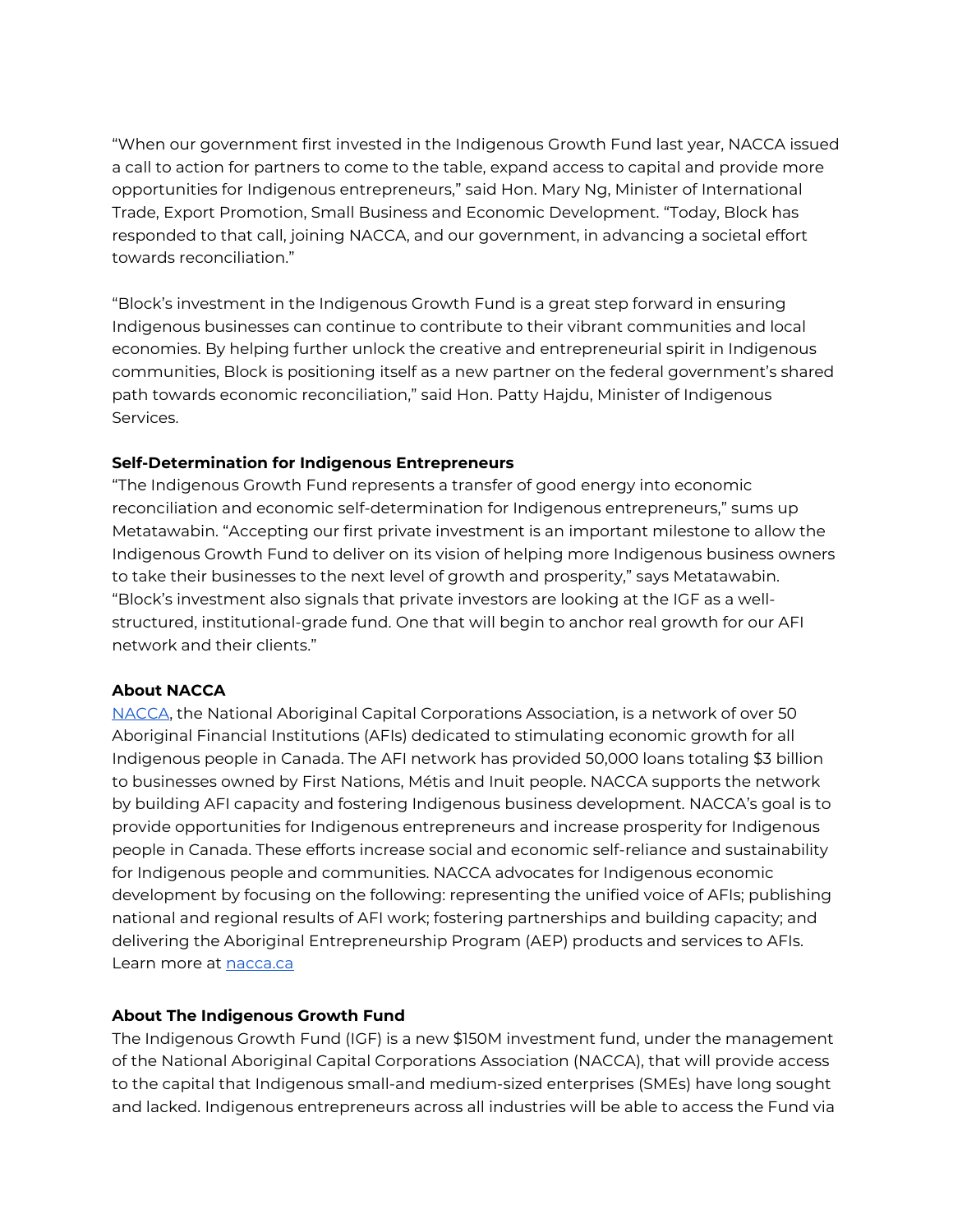"When our government first invested in the Indigenous Growth Fund last year, NACCA issued a call to action for partners to come to the table, expand access to capital and provide more opportunities for Indigenous entrepreneurs," said Hon. Mary Ng, Minister of International Trade, Export Promotion, Small Business and Economic Development. "Today, Block has responded to that call, joining NACCA, and our government, in advancing a societal effort towards reconciliation."

"Block's investment in the Indigenous Growth Fund is a great step forward in ensuring Indigenous businesses can continue to contribute to their vibrant communities and local economies. By helping further unlock the creative and entrepreneurial spirit in Indigenous communities, Block is positioning itself as a new partner on the federal government's shared path towards economic reconciliation," said Hon. Patty Hajdu, Minister of Indigenous Services.

**Self-Determination for Indigenous Entrepreneurs**

"The Indigenous Growth Fund represents a transfer of good energy into economic reconciliation and economic self-determination for Indigenous entrepreneurs," sums up Metatawabin. "Accepting our first private investment is an important milestone to allow the Indigenous Growth Fund to deliver on its vision of helping more Indigenous business owners to take their businesses to the next level of growth and prosperity," says Metatawabin. "Block's investment also signals that private investors are looking at the IGF as a well-structured, institutional-grade fund. One that will begin to anchor real growth for our AFI network and their clients."

**About NACCA**

[NACCA](https://nacca.ca), the National Aboriginal Capital Corporations Association, is a network of over 50 Aboriginal Financial Institutions (AFIs) dedicated to stimulating economic growth for all Indigenous people in Canada. The AFI network has provided 50,000 loans totaling $3 billion to businesses owned by First Nations, Métis and Inuit people. NACCA supports the network by building AFI capacity and fostering Indigenous business development. NACCA's goal is to provide opportunities for Indigenous entrepreneurs and increase prosperity for Indigenous people in Canada. These efforts increase social and economic self-reliance and sustainability for Indigenous people and communities. NACCA advocates for Indigenous economic development by focusing on the following: representing the unified voice of AFIs; publishing national and regional results of AFI work; fostering partnerships and building capacity; and delivering the Aboriginal Entrepreneurship Program (AEP) products and services to AFIs. Learn more at [nacca.ca](https://nacca.ca)

**About The Indigenous Growth Fund**

The Indigenous Growth Fund (IGF) is a new $150M investment fund, under the management of the National Aboriginal Capital Corporations Association (NACCA), that will provide access to the capital that Indigenous small-and medium-sized enterprises (SMEs) have long sought and lacked. Indigenous entrepreneurs across all industries will be able to access the Fund via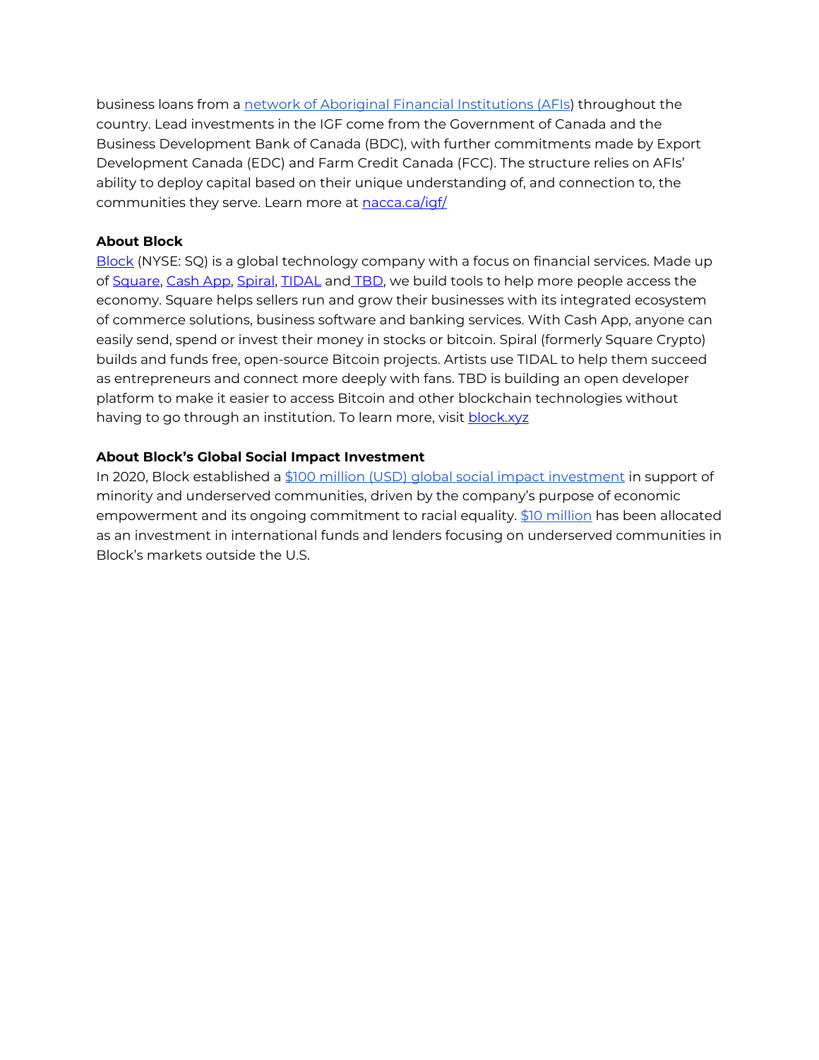business loans from a network of Aboriginal Financial Institutions (AFIs) throughout the country. Lead investments in the IGF come from the Government of Canada and the Business Development Bank of Canada (BDC), with further commitments made by Export Development Canada (EDC) and Farm Credit Canada (FCC). The structure relies on AFIs' ability to deploy capital based on their unique understanding of, and connection to, the communities they serve. Learn more at nacca.ca/igf/

**About Block**

Block (NYSE: SQ) is a global technology company with a focus on financial services. Made up of Square, Cash App, Spiral, TIDAL and TBD, we build tools to help more people access the economy. Square helps sellers run and grow their businesses with its integrated ecosystem of commerce solutions, business software and banking services. With Cash App, anyone can easily send, spend or invest their money in stocks or bitcoin. Spiral (formerly Square Crypto) builds and funds free, open-source Bitcoin projects. Artists use TIDAL to help them succeed as entrepreneurs and connect more deeply with fans. TBD is building an open developer platform to make it easier to access Bitcoin and other blockchain technologies without having to go through an institution. To learn more, visit block.xyz

**About Block's Global Social Impact Investment**

In 2020, Block established a $100 million (USD) global social impact investment in support of minority and underserved communities, driven by the company's purpose of economic empowerment and its ongoing commitment to racial equality. $10 million has been allocated as an investment in international funds and lenders focusing on underserved communities in Block's markets outside the U.S.